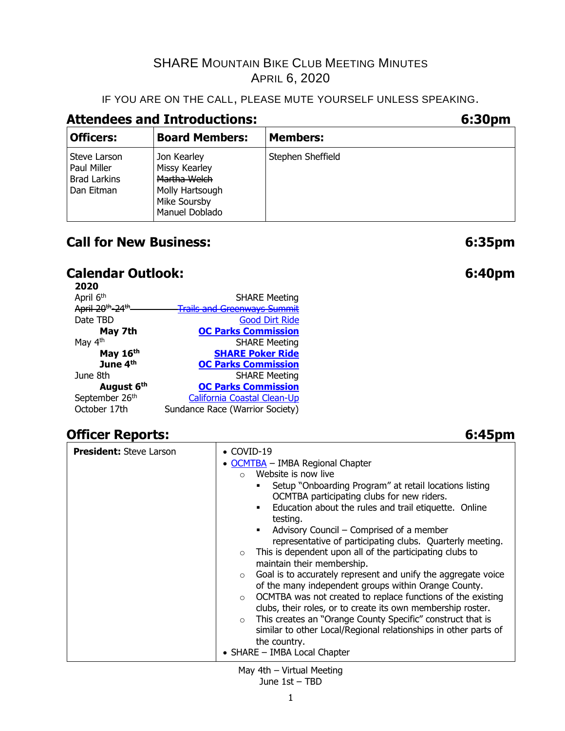# SHARE Mountain Bike Club Meeting Minutes
## April 6, 2020

IF YOU ARE ON THE CALL, PLEASE MUTE YOURSELF UNLESS SPEAKING.

## Attendees and Introductions: 6:30pm

| Officers: | Board Members: | Members: |
|---|---|---|
| Steve Larson<br>Paul Miller<br>Brad Larkins<br>Dan Eitman | Jon Kearley<br>Missy Kearley<br>~~Martha Welch~~<br>Molly Hartsough<br>Mike Soursby<br>Manuel Doblado | Stephen Sheffield |

## Call for New Business: 6:35pm

## Calendar Outlook: 6:40pm

**2020**

| | |
|---|---|
| April 6th | SHARE Meeting |
| ~~April 20th-24th~~ | ~~Trails and Greenways Summit~~ |
| Date TBD | Good Dirt Ride |
| **May 7th** | **OC Parks Commission** |
| May 4th | SHARE Meeting |
| **May 16th** | **SHARE Poker Ride** |
| **June 4th** | **OC Parks Commission** |
| June 8th | SHARE Meeting |
| **August 6th** | **OC Parks Commission** |
| September 26th | California Coastal Clean-Up |
| October 17th | Sundance Race (Warrior Society) |

## Officer Reports: 6:45pm

| | |
|---|---|
| **President:** Steve Larson | • COVID-19<br>• OCMTBA – IMBA Regional Chapter<br>&nbsp;&nbsp;○ Website is now live<br>&nbsp;&nbsp;&nbsp;&nbsp;▪ Setup "Onboarding Program" at retail locations listing OCMTBA participating clubs for new riders.<br>&nbsp;&nbsp;&nbsp;&nbsp;▪ Education about the rules and trail etiquette. Online testing.<br>&nbsp;&nbsp;&nbsp;&nbsp;▪ Advisory Council – Comprised of a member representative of participating clubs. Quarterly meeting.<br>&nbsp;&nbsp;○ This is dependent upon all of the participating clubs to maintain their membership.<br>&nbsp;&nbsp;○ Goal is to accurately represent and unify the aggregate voice of the many independent groups within Orange County.<br>&nbsp;&nbsp;○ OCMTBA was not created to replace functions of the existing clubs, their roles, or to create its own membership roster.<br>&nbsp;&nbsp;○ This creates an "Orange County Specific" construct that is similar to other Local/Regional relationships in other parts of the country.<br>• SHARE – IMBA Local Chapter |

May 4th – Virtual Meeting
June 1st – TBD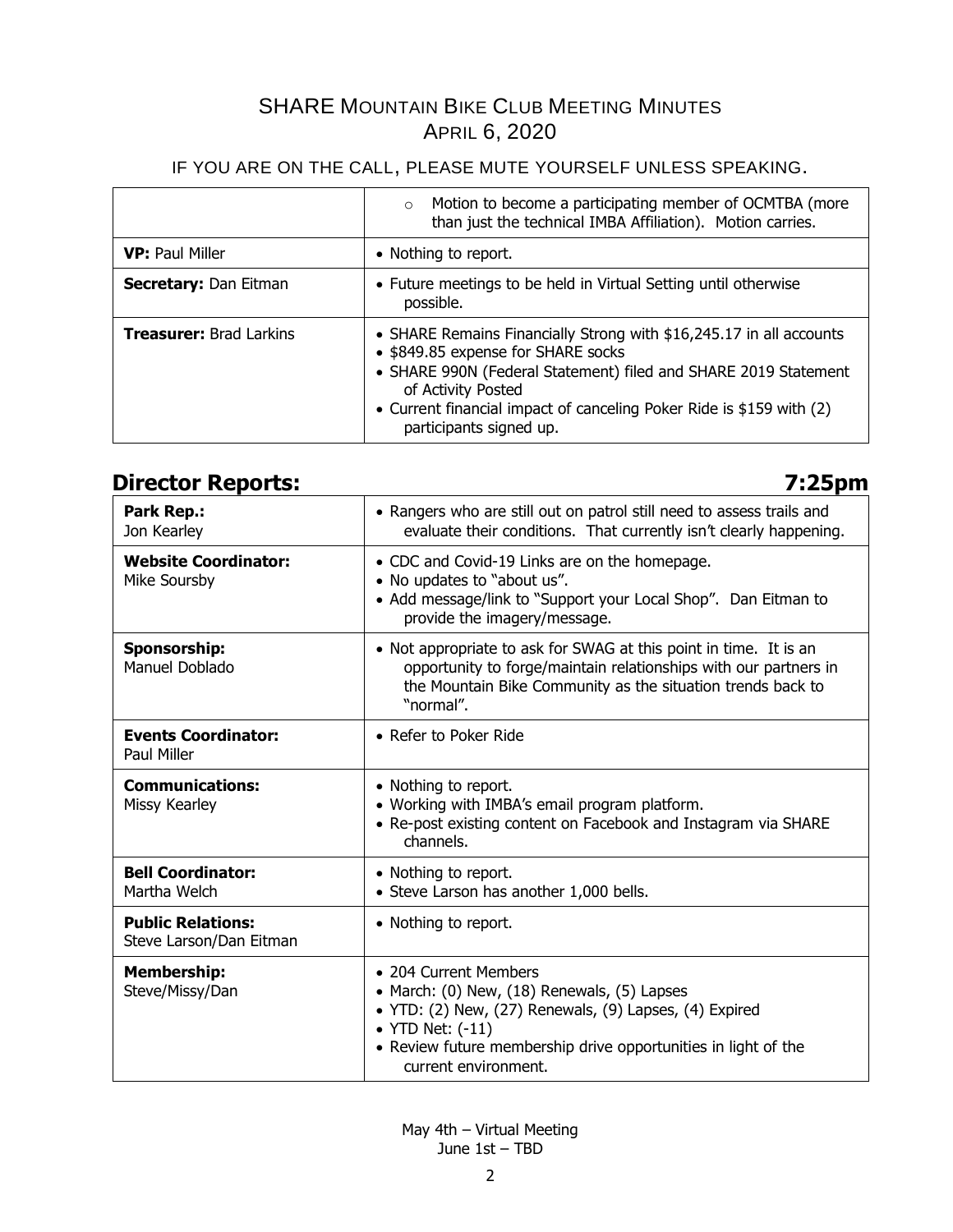# SHARE Mountain Bike Club Meeting Minutes
## April 6, 2020

IF YOU ARE ON THE CALL, PLEASE MUTE YOURSELF UNLESS SPEAKING.

| | |
|---|---|
| | ○ Motion to become a participating member of OCMTBA (more than just the technical IMBA Affiliation). Motion carries. |
| **VP:** Paul Miller | • Nothing to report. |
| **Secretary:** Dan Eitman | • Future meetings to be held in Virtual Setting until otherwise possible. |
| **Treasurer:** Brad Larkins | • SHARE Remains Financially Strong with $16,245.17 in all accounts<br>• $849.85 expense for SHARE socks<br>• SHARE 990N (Federal Statement) filed and SHARE 2019 Statement of Activity Posted<br>• Current financial impact of canceling Poker Ride is $159 with (2) participants signed up. |

## Director Reports: 7:25pm

| | |
|---|---|
| **Park Rep.:** Jon Kearley | • Rangers who are still out on patrol still need to assess trails and evaluate their conditions. That currently isn't clearly happening. |
| **Website Coordinator:** Mike Soursby | • CDC and Covid-19 Links are on the homepage.<br>• No updates to "about us".<br>• Add message/link to "Support your Local Shop". Dan Eitman to provide the imagery/message. |
| **Sponsorship:** Manuel Doblado | • Not appropriate to ask for SWAG at this point in time. It is an opportunity to forge/maintain relationships with our partners in the Mountain Bike Community as the situation trends back to "normal". |
| **Events Coordinator:** Paul Miller | • Refer to Poker Ride |
| **Communications:** Missy Kearley | • Nothing to report.<br>• Working with IMBA's email program platform.<br>• Re-post existing content on Facebook and Instagram via SHARE channels. |
| **Bell Coordinator:** Martha Welch | • Nothing to report.<br>• Steve Larson has another 1,000 bells. |
| **Public Relations:** Steve Larson/Dan Eitman | • Nothing to report. |
| **Membership:** Steve/Missy/Dan | • 204 Current Members<br>• March: (0) New, (18) Renewals, (5) Lapses<br>• YTD: (2) New, (27) Renewals, (9) Lapses, (4) Expired<br>• YTD Net: (-11)<br>• Review future membership drive opportunities in light of the current environment. |

May 4th – Virtual Meeting
June 1st – TBD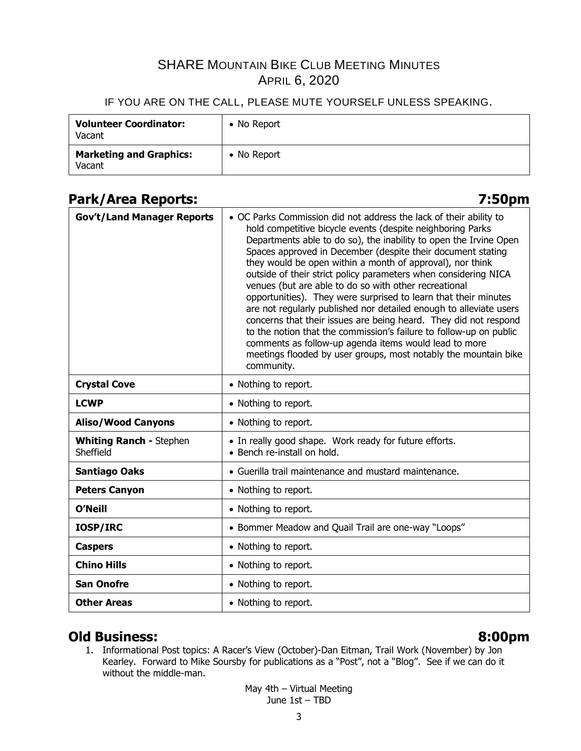# SHARE Mountain Bike Club Meeting Minutes
## April 6, 2020

IF YOU ARE ON THE CALL, PLEASE MUTE YOURSELF UNLESS SPEAKING.

| | |
|---|---|
| **Volunteer Coordinator:** Vacant | • No Report |
| **Marketing and Graphics:** Vacant | • No Report |

## Park/Area Reports: 7:50pm

| | |
|---|---|
| **Gov't/Land Manager Reports** | • OC Parks Commission did not address the lack of their ability to hold competitive bicycle events (despite neighboring Parks Departments able to do so), the inability to open the Irvine Open Spaces approved in December (despite their document stating they would be open within a month of approval), nor think outside of their strict policy parameters when considering NICA venues (but are able to do so with other recreational opportunities). They were surprised to learn that their minutes are not regularly published nor detailed enough to alleviate users concerns that their issues are being heard. They did not respond to the notion that the commission's failure to follow-up on public comments as follow-up agenda items would lead to more meetings flooded by user groups, most notably the mountain bike community. |
| **Crystal Cove** | • Nothing to report. |
| **LCWP** | • Nothing to report. |
| **Aliso/Wood Canyons** | • Nothing to report. |
| **Whiting Ranch -** Stephen Sheffield | • In really good shape. Work ready for future efforts.<br>• Bench re-install on hold. |
| **Santiago Oaks** | • Guerilla trail maintenance and mustard maintenance. |
| **Peters Canyon** | • Nothing to report. |
| **O'Neill** | • Nothing to report. |
| **IOSP/IRC** | • Bommer Meadow and Quail Trail are one-way "Loops" |
| **Caspers** | • Nothing to report. |
| **Chino Hills** | • Nothing to report. |
| **San Onofre** | • Nothing to report. |
| **Other Areas** | • Nothing to report. |

## Old Business: 8:00pm

1. Informational Post topics: A Racer's View (October)-Dan Eitman, Trail Work (November) by Jon Kearley. Forward to Mike Soursby for publications as a "Post", not a "Blog". See if we can do it without the middle-man.

May 4th – Virtual Meeting
June 1st – TBD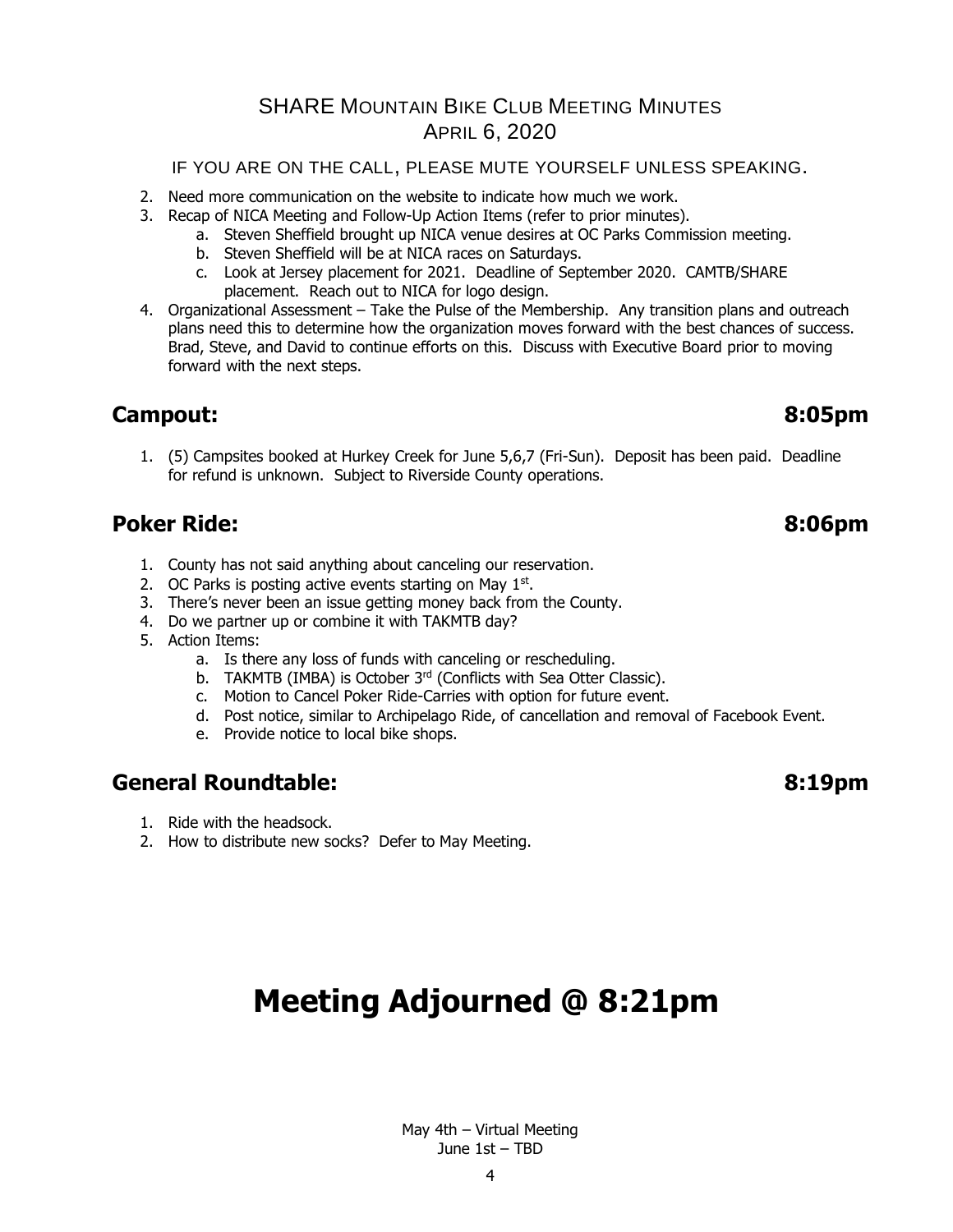## SHARE Mountain Bike Club Meeting Minutes
## April 6, 2020

IF YOU ARE ON THE CALL, PLEASE MUTE YOURSELF UNLESS SPEAKING.

2. Need more communication on the website to indicate how much we work.
3. Recap of NICA Meeting and Follow-Up Action Items (refer to prior minutes).
    a. Steven Sheffield brought up NICA venue desires at OC Parks Commission meeting.
    b. Steven Sheffield will be at NICA races on Saturdays.
    c. Look at Jersey placement for 2021. Deadline of September 2020. CAMTB/SHARE placement. Reach out to NICA for logo design.
4. Organizational Assessment – Take the Pulse of the Membership. Any transition plans and outreach plans need this to determine how the organization moves forward with the best chances of success. Brad, Steve, and David to continue efforts on this. Discuss with Executive Board prior to moving forward with the next steps.

## Campout: 8:05pm

1. (5) Campsites booked at Hurkey Creek for June 5,6,7 (Fri-Sun). Deposit has been paid. Deadline for refund is unknown. Subject to Riverside County operations.

## Poker Ride: 8:06pm

1. County has not said anything about canceling our reservation.
2. OC Parks is posting active events starting on May 1st.
3. There's never been an issue getting money back from the County.
4. Do we partner up or combine it with TAKMTB day?
5. Action Items:
    a. Is there any loss of funds with canceling or rescheduling.
    b. TAKMTB (IMBA) is October 3rd (Conflicts with Sea Otter Classic).
    c. Motion to Cancel Poker Ride-Carries with option for future event.
    d. Post notice, similar to Archipelago Ride, of cancellation and removal of Facebook Event.
    e. Provide notice to local bike shops.

## General Roundtable: 8:19pm

1. Ride with the headsock.
2. How to distribute new socks? Defer to May Meeting.

# Meeting Adjourned @ 8:21pm

May 4th – Virtual Meeting
June 1st – TBD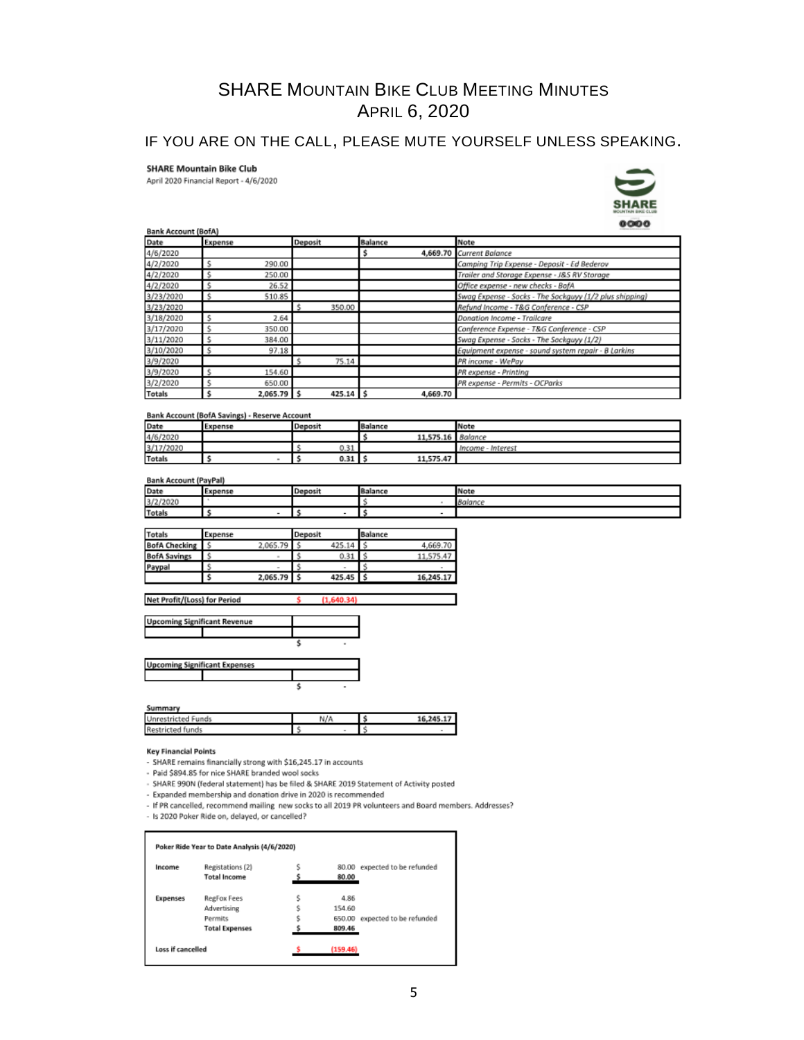# SHARE Mountain Bike Club Meeting Minutes
## April 6, 2020

IF YOU ARE ON THE CALL, PLEASE MUTE YOURSELF UNLESS SPEAKING.

**SHARE Mountain Bike Club**
April 2020 Financial Report - 4/6/2020

SHARE MOUNTAIN BIKE CLUB

**Bank Account (BofA)**

| Date | Expense | Deposit | Balance | Note |
|---|---|---|---|---|
| 4/6/2020 | | | $ 4,669.70 | *Current Balance* |
| 4/2/2020 | $ 290.00 | | | *Camping Trip Expense - Deposit - Ed Bederov* |
| 4/2/2020 | $ 250.00 | | | *Trailer and Storage Expense - J&S RV Storage* |
| 4/2/2020 | $ 26.52 | | | *Office expense - new checks - BofA* |
| 3/23/2020 | $ 510.85 | | | *Swag Expense - Socks - The Sockguyy (1/2 plus shipping)* |
| 3/23/2020 | | $ 350.00 | | *Refund Income - T&G Conference - CSP* |
| 3/18/2020 | $ 2.64 | | | *Donation Income - Trailcare* |
| 3/17/2020 | $ 350.00 | | | *Conference Expense - T&G Conference - CSP* |
| 3/11/2020 | $ 384.00 | | | *Swag Expense - Socks - The Sockguyy (1/2)* |
| 3/10/2020 | $ 97.18 | | | *Equipment expense - sound system repair - B Larkins* |
| 3/9/2020 | | $ 75.14 | | *PR income - WePay* |
| 3/9/2020 | $ 154.60 | | | *PR expense - Printing* |
| 3/2/2020 | $ 650.00 | | | *PR expense - Permits - OCParks* |
| **Totals** | **$ 2,065.79** | **$ 425.14** | **$ 4,669.70** | |

**Bank Account (BofA Savings) - Reserve Account**

| Date | Expense | Deposit | Balance | Note |
|---|---|---|---|---|
| 4/6/2020 | | | $ 11,575.16 | *Balance* |
| 3/17/2020 | | $ 0.31 | | *Income - Interest* |
| **Totals** | **$ -** | **$ 0.31** | **$ 11,575.47** | |

**Bank Account (PayPal)**

| Date | Expense | Deposit | Balance | Note |
|---|---|---|---|---|
| 3/2/2020 | ` | | $ - | *Balance* |
| **Totals** | **$ -** | **$ -** | **$ -** | |

| Totals | Expense | Deposit | Balance |
|---|---|---|---|
| **BofA Checking** | $ 2,065.79 | $ 425.14 | $ 4,669.70 |
| **BofA Savings** | $ - | $ 0.31 | $ 11,575.47 |
| **Paypal** | $ - | $ - | $ - |
| | **$ 2,065.79** | **$ 425.45** | **$ 16,245.17** |

| | |
|---|---|
| **Net Profit/(Loss) for Period** | $ (1,640.34) |

| Upcoming Significant Revenue | | |
|---|---|---|
| | | |
| | | $ - |

| Upcoming Significant Expenses | | |
|---|---|---|
| | | |
| | | $ - |

**Summary**

| | | |
|---|---|---|
| Unrestricted Funds | N/A | **$ 16,245.17** |
| Restricted funds | $ - | $ - |

**Key Financial Points**

- SHARE remains financially strong with $16,245.17 in accounts
- Paid $894.85 for nice SHARE branded wool socks
- SHARE 990N (federal statement) has be filed & SHARE 2019 Statement of Activity posted
- Expanded membership and donation drive in 2020 is recommended
- If PR cancelled, recommend mailing new socks to all 2019 PR volunteers and Board members. Addresses?
- Is 2020 Poker Ride on, delayed, or cancelled?

**Poker Ride Year to Date Analysis (4/6/2020)**

| | | | |
|---|---|---|---|
| **Income** | Registations (2) | $ 80.00 | expected to be refunded |
| | **Total Income** | **$ 80.00** | |
| **Expenses** | RegFox Fees | $ 4.86 | |
| | Advertising | $ 154.60 | |
| | Permits | $ 650.00 | expected to be refunded |
| | **Total Expenses** | **$ 809.46** | |
| **Loss if cancelled** | | **$ (159.46)** | |